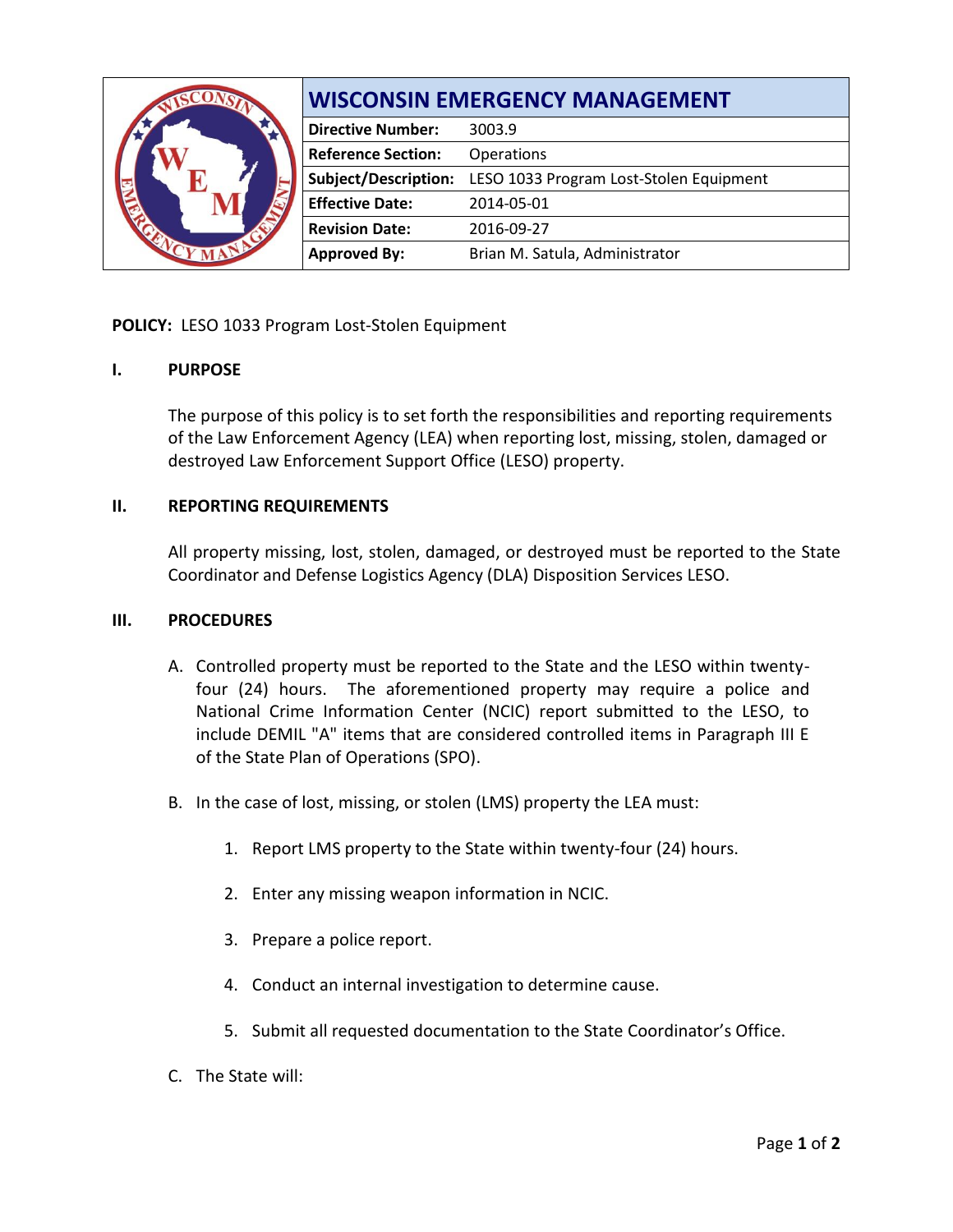| **WISCONSIN EMERGENCY MANAGEMENT** | |
|---|---|
| **Directive Number:** | 3003.9 |
| **Reference Section:** | Operations |
| **Subject/Description:** | LESO 1033 Program Lost-Stolen Equipment |
| **Effective Date:** | 2014-05-01 |
| **Revision Date:** | 2016-09-27 |
| **Approved By:** | Brian M. Satula, Administrator |

**POLICY:** LESO 1033 Program Lost-Stolen Equipment

## I. PURPOSE

The purpose of this policy is to set forth the responsibilities and reporting requirements of the Law Enforcement Agency (LEA) when reporting lost, missing, stolen, damaged or destroyed Law Enforcement Support Office (LESO) property.

## II. REPORTING REQUIREMENTS

All property missing, lost, stolen, damaged, or destroyed must be reported to the State Coordinator and Defense Logistics Agency (DLA) Disposition Services LESO.

## III. PROCEDURES

A. Controlled property must be reported to the State and the LESO within twenty-four (24) hours. The aforementioned property may require a police and National Crime Information Center (NCIC) report submitted to the LESO, to include DEMIL "A" items that are considered controlled items in Paragraph III E of the State Plan of Operations (SPO).

B. In the case of lost, missing, or stolen (LMS) property the LEA must:

1. Report LMS property to the State within twenty-four (24) hours.
2. Enter any missing weapon information in NCIC.
3. Prepare a police report.
4. Conduct an internal investigation to determine cause.
5. Submit all requested documentation to the State Coordinator's Office.

C. The State will: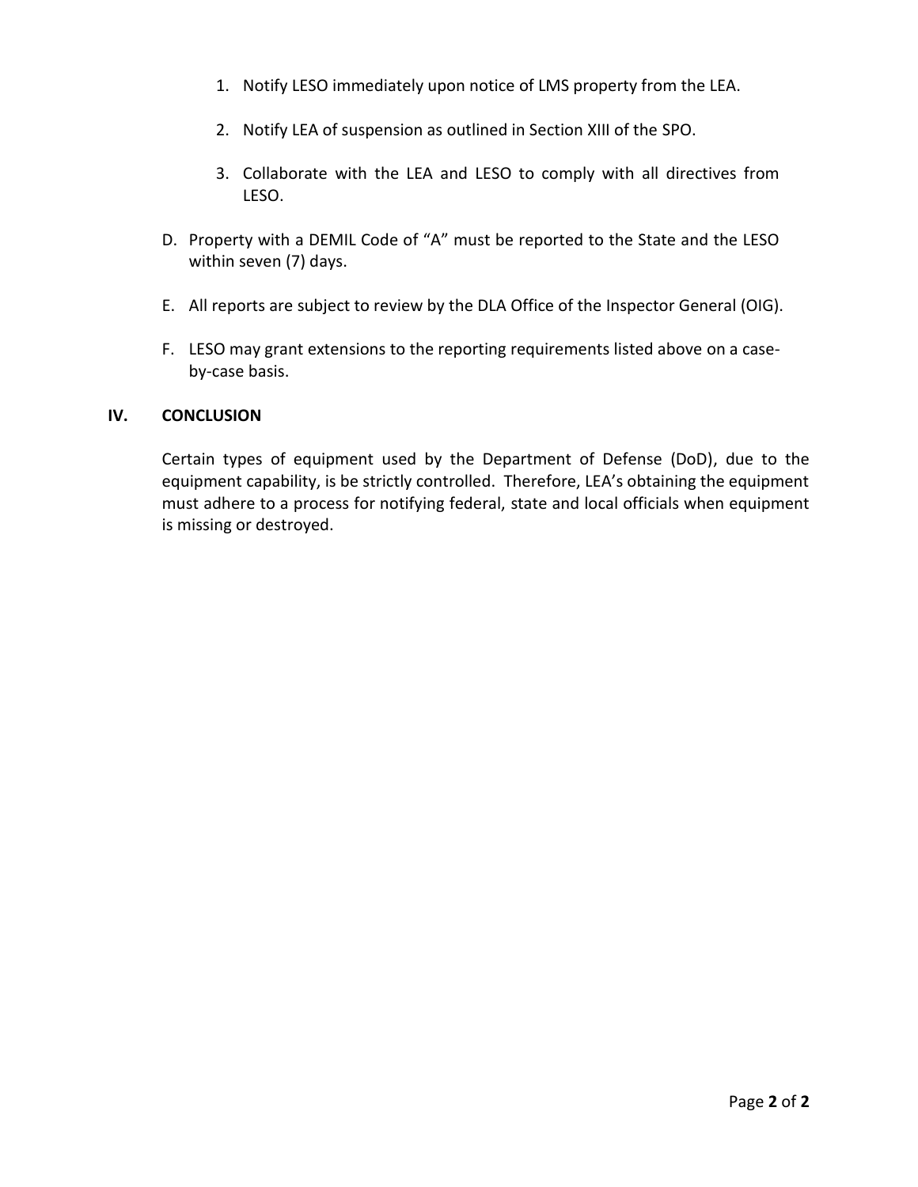1. Notify LESO immediately upon notice of LMS property from the LEA.

2. Notify LEA of suspension as outlined in Section XIII of the SPO.

3. Collaborate with the LEA and LESO to comply with all directives from LESO.

D. Property with a DEMIL Code of "A" must be reported to the State and the LESO within seven (7) days.

E. All reports are subject to review by the DLA Office of the Inspector General (OIG).

F. LESO may grant extensions to the reporting requirements listed above on a case-by-case basis.

## IV. CONCLUSION

Certain types of equipment used by the Department of Defense (DoD), due to the equipment capability, is be strictly controlled. Therefore, LEA's obtaining the equipment must adhere to a process for notifying federal, state and local officials when equipment is missing or destroyed.